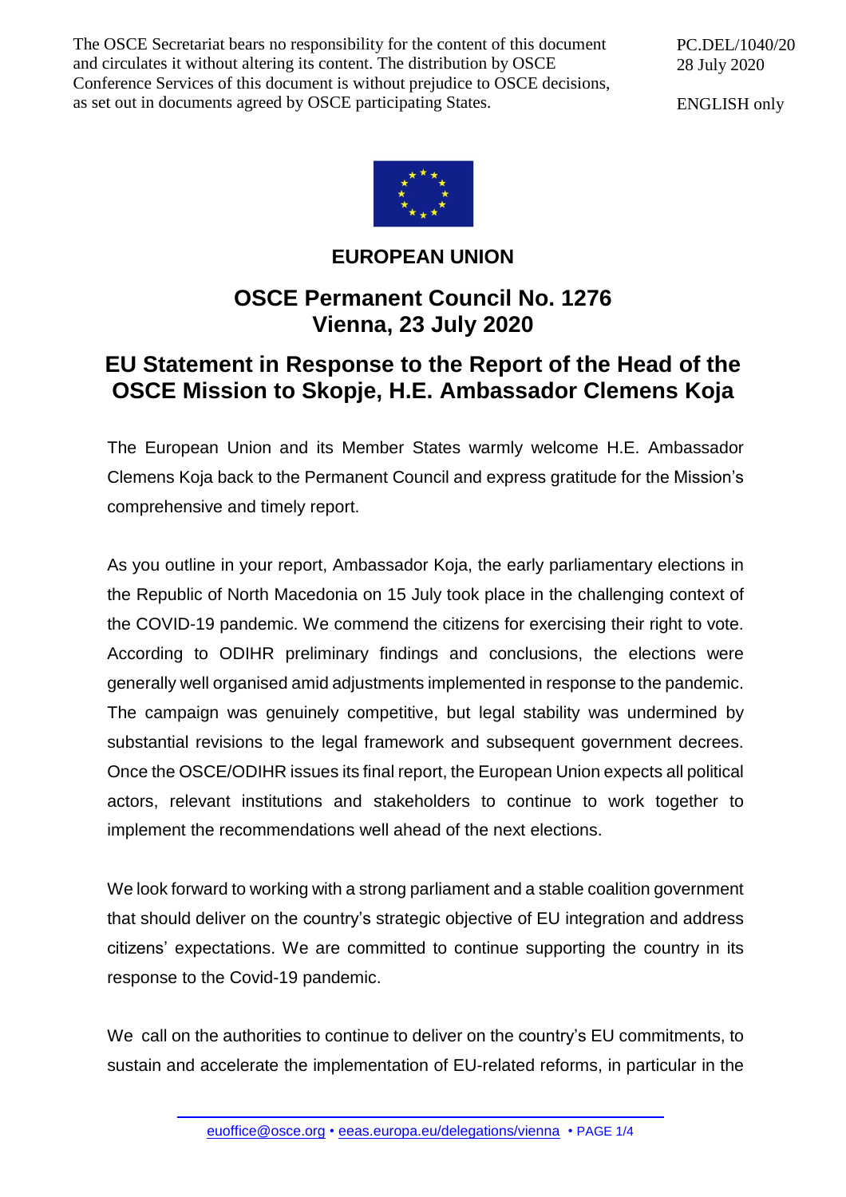The OSCE Secretariat bears no responsibility for the content of this document and circulates it without altering its content. The distribution by OSCE Conference Services of this document is without prejudice to OSCE decisions, as set out in documents agreed by OSCE participating States.

PC.DEL/1040/20
28 July 2020

ENGLISH only

# EUROPEAN UNION

## OSCE Permanent Council No. 1276
## Vienna, 23 July 2020

## EU Statement in Response to the Report of the Head of the OSCE Mission to Skopje, H.E. Ambassador Clemens Koja

The European Union and its Member States warmly welcome H.E. Ambassador Clemens Koja back to the Permanent Council and express gratitude for the Mission's comprehensive and timely report.

As you outline in your report, Ambassador Koja, the early parliamentary elections in the Republic of North Macedonia on 15 July took place in the challenging context of the COVID-19 pandemic. We commend the citizens for exercising their right to vote. According to ODIHR preliminary findings and conclusions, the elections were generally well organised amid adjustments implemented in response to the pandemic. The campaign was genuinely competitive, but legal stability was undermined by substantial revisions to the legal framework and subsequent government decrees. Once the OSCE/ODIHR issues its final report, the European Union expects all political actors, relevant institutions and stakeholders to continue to work together to implement the recommendations well ahead of the next elections.

We look forward to working with a strong parliament and a stable coalition government that should deliver on the country's strategic objective of EU integration and address citizens' expectations. We are committed to continue supporting the country in its response to the Covid-19 pandemic.

We call on the authorities to continue to deliver on the country's EU commitments, to sustain and accelerate the implementation of EU-related reforms, in particular in the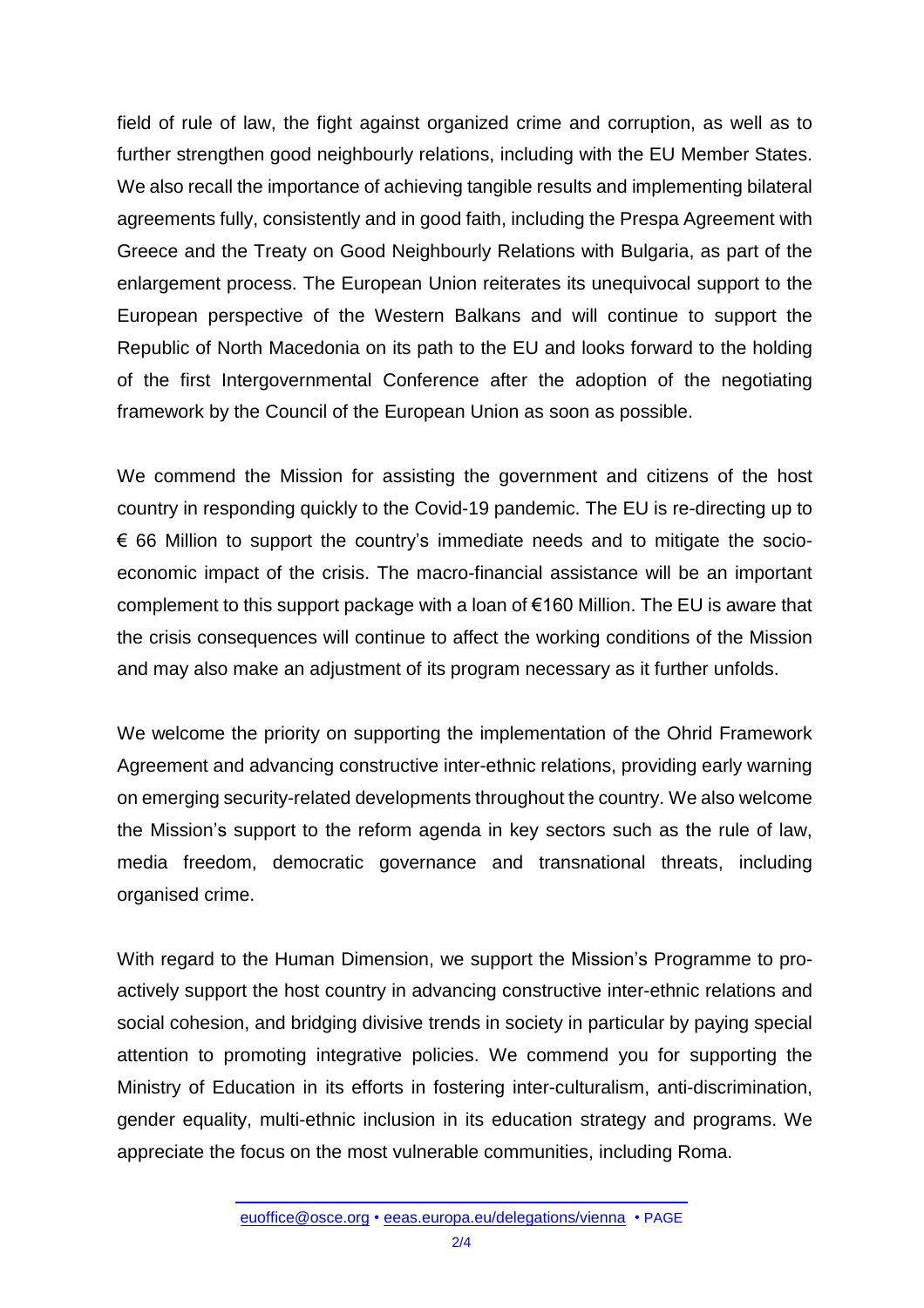field of rule of law, the fight against organized crime and corruption, as well as to further strengthen good neighbourly relations, including with the EU Member States. We also recall the importance of achieving tangible results and implementing bilateral agreements fully, consistently and in good faith, including the Prespa Agreement with Greece and the Treaty on Good Neighbourly Relations with Bulgaria, as part of the enlargement process. The European Union reiterates its unequivocal support to the European perspective of the Western Balkans and will continue to support the Republic of North Macedonia on its path to the EU and looks forward to the holding of the first Intergovernmental Conference after the adoption of the negotiating framework by the Council of the European Union as soon as possible.

We commend the Mission for assisting the government and citizens of the host country in responding quickly to the Covid-19 pandemic. The EU is re-directing up to € 66 Million to support the country's immediate needs and to mitigate the socio-economic impact of the crisis. The macro-financial assistance will be an important complement to this support package with a loan of €160 Million. The EU is aware that the crisis consequences will continue to affect the working conditions of the Mission and may also make an adjustment of its program necessary as it further unfolds.

We welcome the priority on supporting the implementation of the Ohrid Framework Agreement and advancing constructive inter-ethnic relations, providing early warning on emerging security-related developments throughout the country. We also welcome the Mission's support to the reform agenda in key sectors such as the rule of law, media freedom, democratic governance and transnational threats, including organised crime.

With regard to the Human Dimension, we support the Mission's Programme to pro-actively support the host country in advancing constructive inter-ethnic relations and social cohesion, and bridging divisive trends in society in particular by paying special attention to promoting integrative policies. We commend you for supporting the Ministry of Education in its efforts in fostering inter-culturalism, anti-discrimination, gender equality, multi-ethnic inclusion in its education strategy and programs. We appreciate the focus on the most vulnerable communities, including Roma.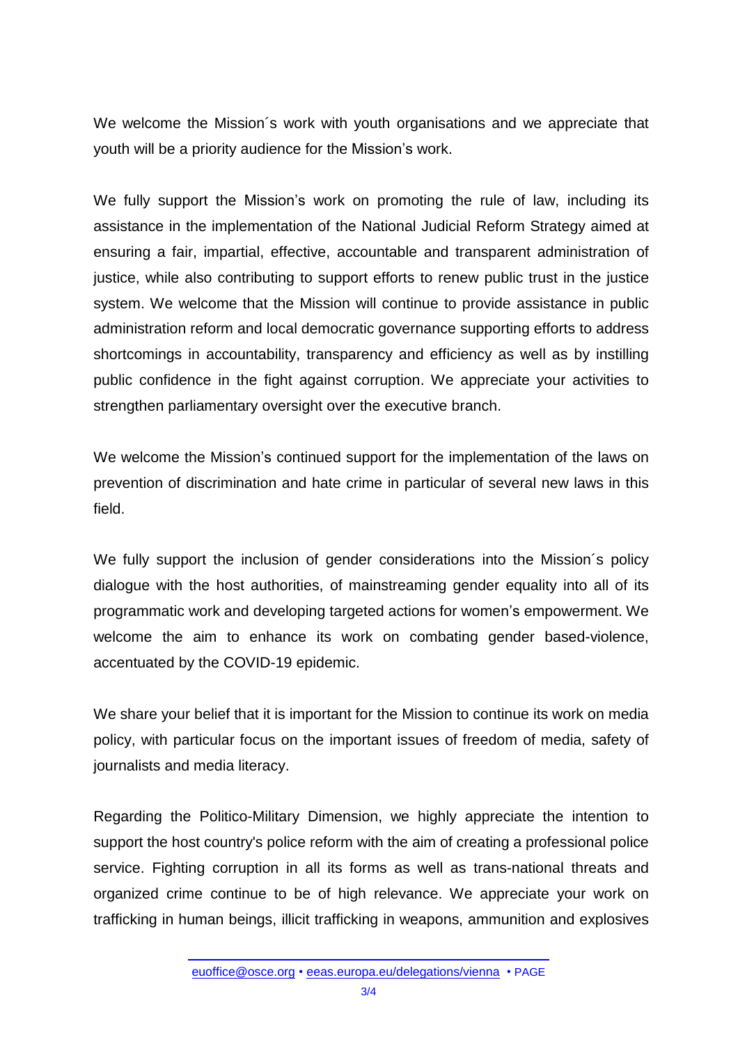We welcome the Mission´s work with youth organisations and we appreciate that youth will be a priority audience for the Mission's work.

We fully support the Mission's work on promoting the rule of law, including its assistance in the implementation of the National Judicial Reform Strategy aimed at ensuring a fair, impartial, effective, accountable and transparent administration of justice, while also contributing to support efforts to renew public trust in the justice system. We welcome that the Mission will continue to provide assistance in public administration reform and local democratic governance supporting efforts to address shortcomings in accountability, transparency and efficiency as well as by instilling public confidence in the fight against corruption. We appreciate your activities to strengthen parliamentary oversight over the executive branch.

We welcome the Mission's continued support for the implementation of the laws on prevention of discrimination and hate crime in particular of several new laws in this field.

We fully support the inclusion of gender considerations into the Mission´s policy dialogue with the host authorities, of mainstreaming gender equality into all of its programmatic work and developing targeted actions for women's empowerment. We welcome the aim to enhance its work on combating gender based-violence, accentuated by the COVID-19 epidemic.

We share your belief that it is important for the Mission to continue its work on media policy, with particular focus on the important issues of freedom of media, safety of journalists and media literacy.

Regarding the Politico-Military Dimension, we highly appreciate the intention to support the host country's police reform with the aim of creating a professional police service. Fighting corruption in all its forms as well as trans-national threats and organized crime continue to be of high relevance. We appreciate your work on trafficking in human beings, illicit trafficking in weapons, ammunition and explosives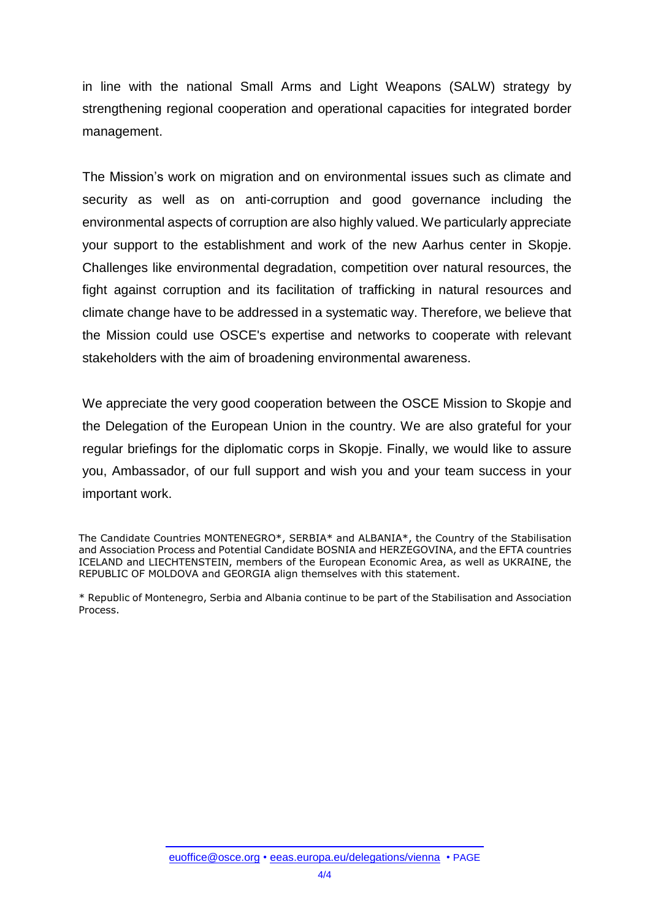in line with the national Small Arms and Light Weapons (SALW) strategy by strengthening regional cooperation and operational capacities for integrated border management.

The Mission's work on migration and on environmental issues such as climate and security as well as on anti-corruption and good governance including the environmental aspects of corruption are also highly valued. We particularly appreciate your support to the establishment and work of the new Aarhus center in Skopje. Challenges like environmental degradation, competition over natural resources, the fight against corruption and its facilitation of trafficking in natural resources and climate change have to be addressed in a systematic way. Therefore, we believe that the Mission could use OSCE's expertise and networks to cooperate with relevant stakeholders with the aim of broadening environmental awareness.

We appreciate the very good cooperation between the OSCE Mission to Skopje and the Delegation of the European Union in the country. We are also grateful for your regular briefings for the diplomatic corps in Skopje. Finally, we would like to assure you, Ambassador, of our full support and wish you and your team success in your important work.

The Candidate Countries MONTENEGRO*, SERBIA* and ALBANIA*, the Country of the Stabilisation and Association Process and Potential Candidate BOSNIA and HERZEGOVINA, and the EFTA countries ICELAND and LIECHTENSTEIN, members of the European Economic Area, as well as UKRAINE, the REPUBLIC OF MOLDOVA and GEORGIA align themselves with this statement.

* Republic of Montenegro, Serbia and Albania continue to be part of the Stabilisation and Association Process.